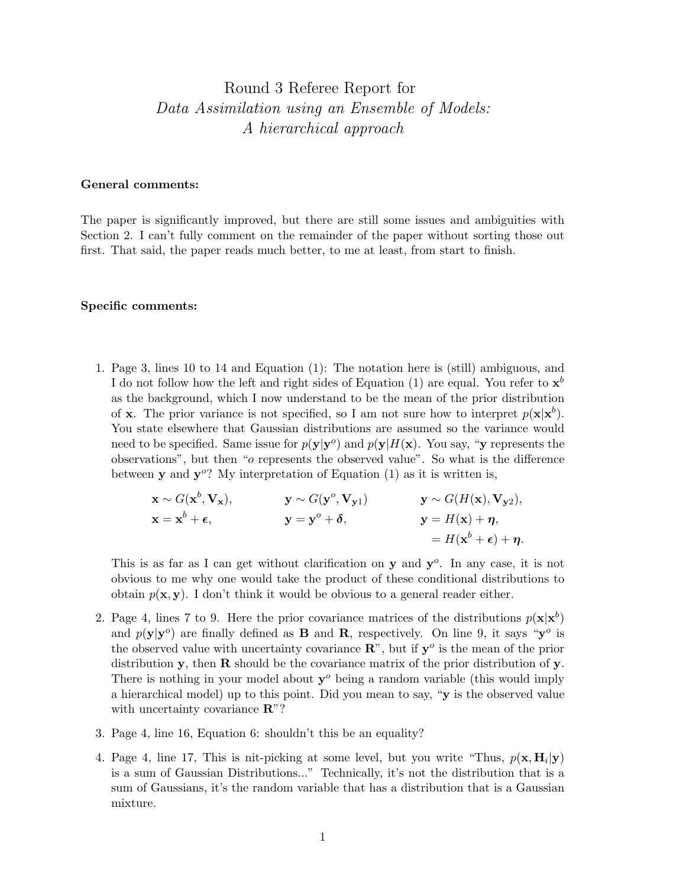# Round 3 Referee Report for *Data Assimilation using an Ensemble of Models: A hierarchical approach*

**General comments:**

The paper is significantly improved, but there are still some issues and ambiguities with Section 2. I can't fully comment on the remainder of the paper without sorting those out first. That said, the paper reads much better, to me at least, from start to finish.

**Specific comments:**

1. Page 3, lines 10 to 14 and Equation (1): The notation here is (still) ambiguous, and I do not follow how the left and right sides of Equation (1) are equal. You refer to $\mathbf{x}^b$ as the background, which I now understand to be the mean of the prior distribution of $\mathbf{x}$. The prior variance is not specified, so I am not sure how to interpret $p(\mathbf{x}|\mathbf{x}^b)$. You state elsewhere that Gaussian distributions are assumed so the variance would need to be specified. Same issue for $p(\mathbf{y}|\mathbf{y}^o)$ and $p(\mathbf{y}|H(\mathbf{x})$. You say, "$\mathbf{y}$ represents the observations", but then "$o$ represents the observed value". So what is the difference between $\mathbf{y}$ and $\mathbf{y}^o$? My interpretation of Equation (1) as it is written is,

$$
\begin{aligned}
&\mathbf{x} \sim G(\mathbf{x}^b, \mathbf{V}_{\mathbf{x}}), \qquad && \mathbf{y} \sim G(\mathbf{y}^o, \mathbf{V}_{\mathbf{y}1}) \qquad && \mathbf{y} \sim G(H(\mathbf{x}), \mathbf{V}_{\mathbf{y}2}), \\
&\mathbf{x} = \mathbf{x}^b + \boldsymbol{\epsilon}, && \mathbf{y} = \mathbf{y}^o + \boldsymbol{\delta}, && \mathbf{y} = H(\mathbf{x}) + \boldsymbol{\eta}, \\
& && && \quad = H(\mathbf{x}^b + \boldsymbol{\epsilon}) + \boldsymbol{\eta}.
\end{aligned}
$$

   This is as far as I can get without clarification on $\mathbf{y}$ and $\mathbf{y}^o$. In any case, it is not obvious to me why one would take the product of these conditional distributions to obtain $p(\mathbf{x}, \mathbf{y})$. I don't think it would be obvious to a general reader either.

2. Page 4, lines 7 to 9. Here the prior covariance matrices of the distributions $p(\mathbf{x}|\mathbf{x}^b)$ and $p(\mathbf{y}|\mathbf{y}^o)$ are finally defined as $\mathbf{B}$ and $\mathbf{R}$, respectively. On line 9, it says "$\mathbf{y}^o$ is the observed value with uncertainty covariance $\mathbf{R}$", but if $\mathbf{y}^o$ is the mean of the prior distribution $\mathbf{y}$, then $\mathbf{R}$ should be the covariance matrix of the prior distribution of $\mathbf{y}$. There is nothing in your model about $\mathbf{y}^o$ being a random variable (this would imply a hierarchical model) up to this point. Did you mean to say, "$\mathbf{y}$ is the observed value with uncertainty covariance $\mathbf{R}$"?

3. Page 4, line 16, Equation 6: shouldn't this be an equality?

4. Page 4, line 17, This is nit-picking at some level, but you write "Thus, $p(\mathbf{x}, \mathbf{H}_i|\mathbf{y})$ is a sum of Gaussian Distributions..." Technically, it's not the distribution that is a sum of Gaussians, it's the random variable that has a distribution that is a Gaussian mixture.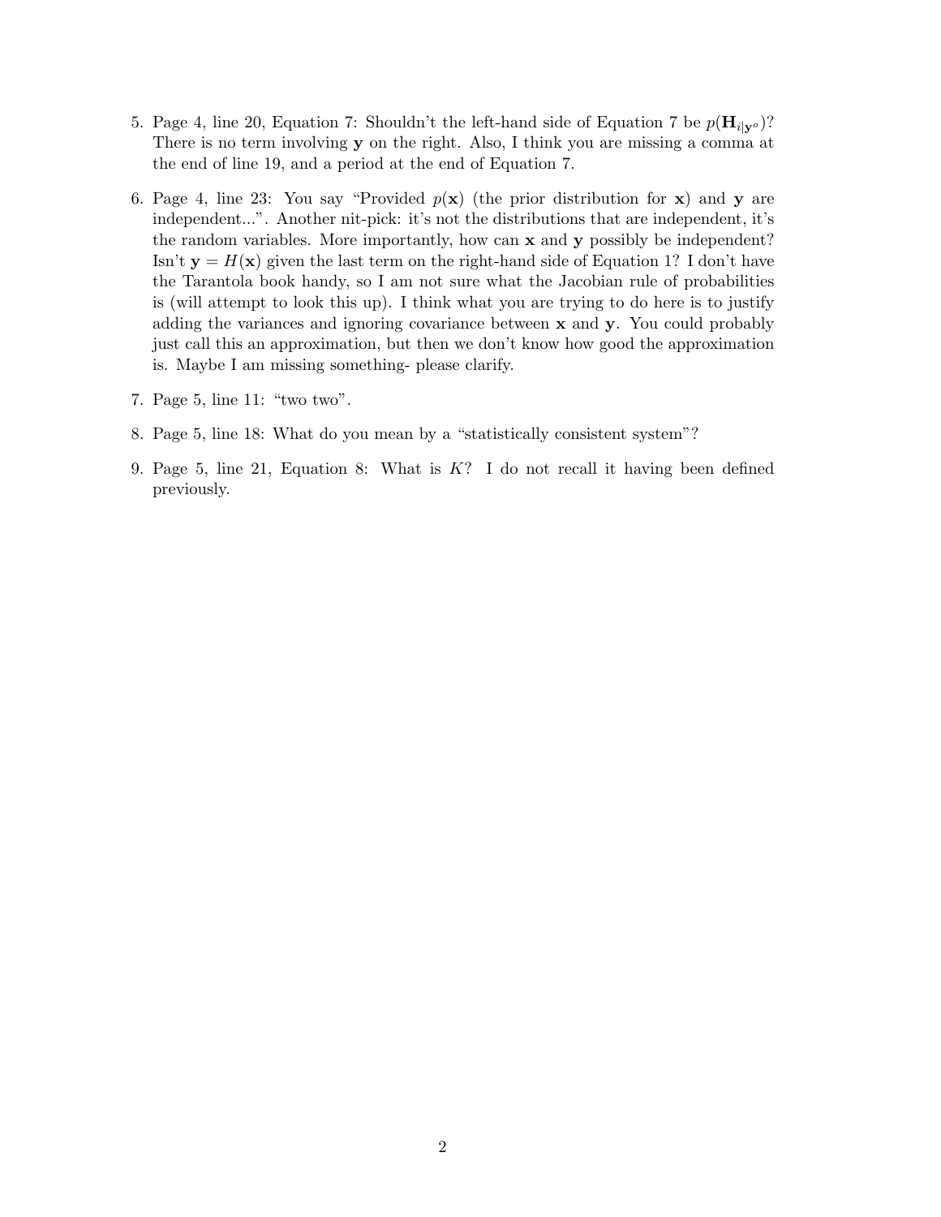5. Page 4, line 20, Equation 7: Shouldn't the left-hand side of Equation 7 be $p(\mathbf{H}_{i|\mathbf{y}^o})$? There is no term involving $\mathbf{y}$ on the right. Also, I think you are missing a comma at the end of line 19, and a period at the end of Equation 7.

6. Page 4, line 23: You say "Provided $p(\mathbf{x})$ (the prior distribution for $\mathbf{x}$) and $\mathbf{y}$ are independent...". Another nit-pick: it's not the distributions that are independent, it's the random variables. More importantly, how can $\mathbf{x}$ and $\mathbf{y}$ possibly be independent? Isn't $\mathbf{y} = H(\mathbf{x})$ given the last term on the right-hand side of Equation 1? I don't have the Tarantola book handy, so I am not sure what the Jacobian rule of probabilities is (will attempt to look this up). I think what you are trying to do here is to justify adding the variances and ignoring covariance between $\mathbf{x}$ and $\mathbf{y}$. You could probably just call this an approximation, but then we don't know how good the approximation is. Maybe I am missing something- please clarify.

7. Page 5, line 11: "two two".

8. Page 5, line 18: What do you mean by a "statistically consistent system"?

9. Page 5, line 21, Equation 8: What is $K$? I do not recall it having been defined previously.